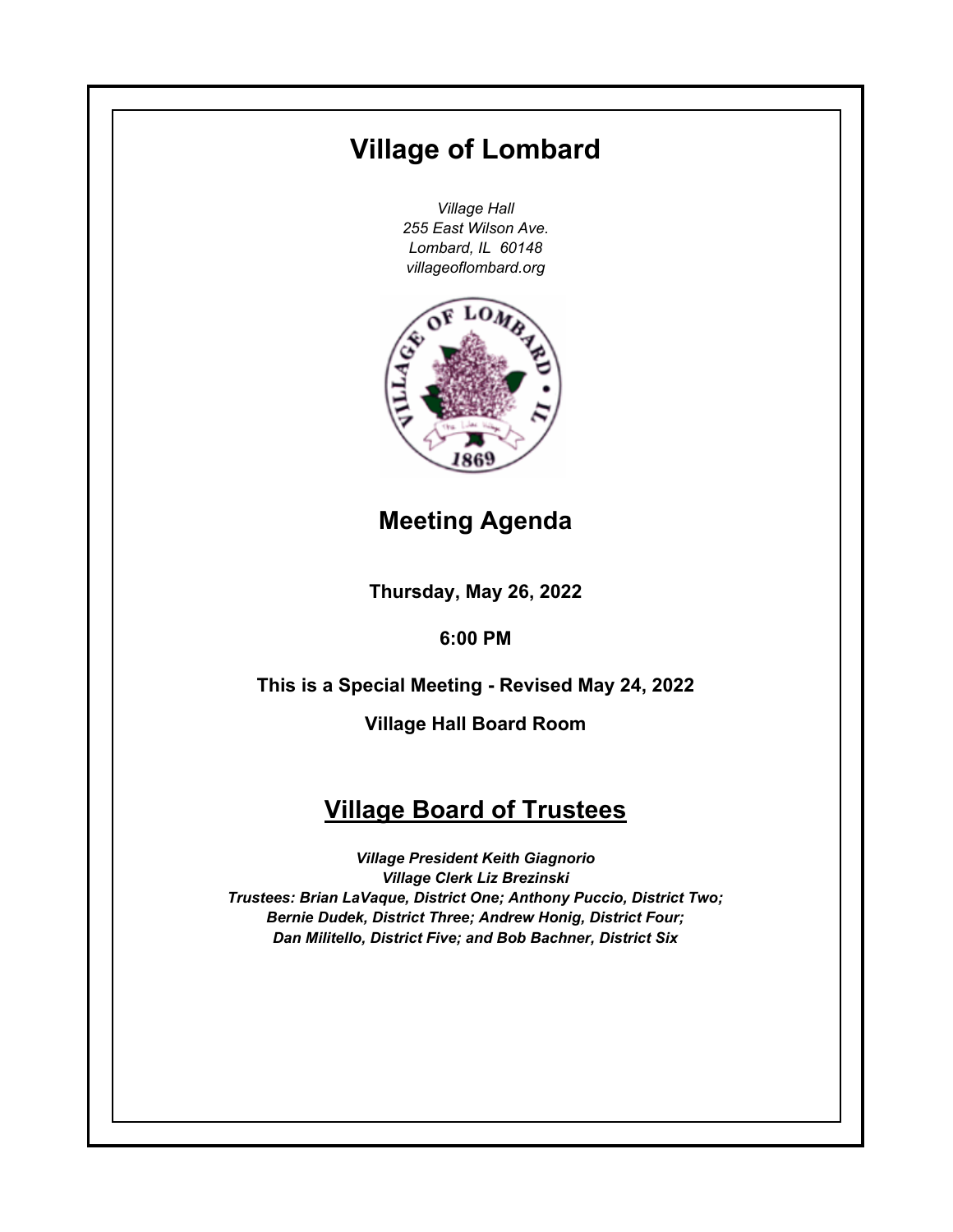# Village of Lombard

*Village Hall*
*255 East Wilson Ave.*
*Lombard, IL 60148*
*villageoflombard.org*

## Meeting Agenda

**Thursday, May 26, 2022**

**6:00 PM**

**This is a Special Meeting - Revised May 24, 2022**

**Village Hall Board Room**

## Village Board of Trustees

***Village President Keith Giagnorio***
***Village Clerk Liz Brezinski***
***Trustees: Brian LaVaque, District One; Anthony Puccio, District Two; Bernie Dudek, District Three; Andrew Honig, District Four; Dan Militello, District Five; and Bob Bachner, District Six***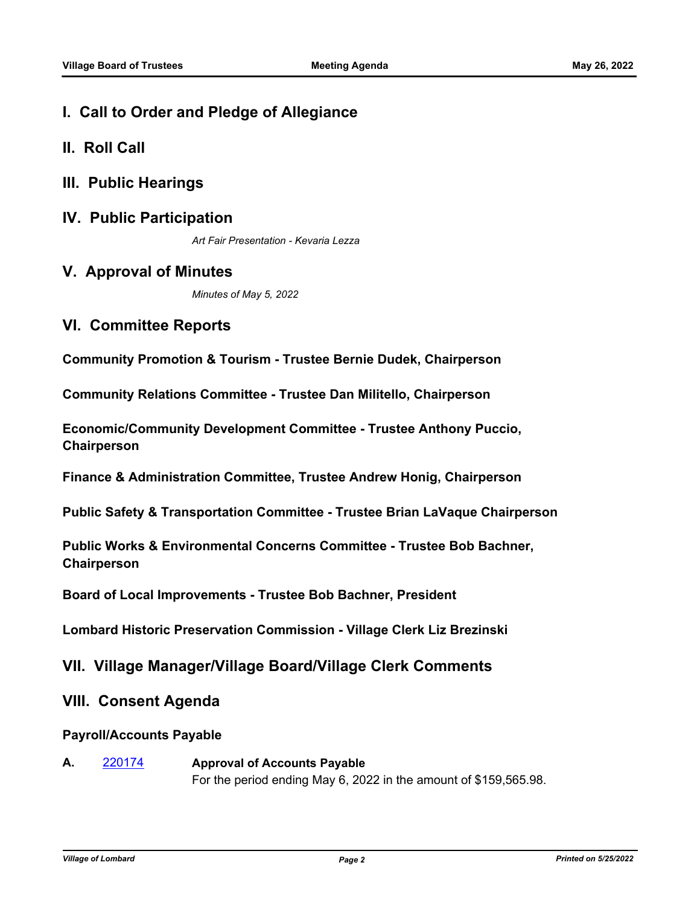## I. Call to Order and Pledge of Allegiance

## II. Roll Call

## III. Public Hearings

## IV. Public Participation

*Art Fair Presentation - Kevaria Lezza*

## V. Approval of Minutes

*Minutes of May 5, 2022*

## VI. Committee Reports

**Community Promotion & Tourism - Trustee Bernie Dudek, Chairperson**

**Community Relations Committee - Trustee Dan Militello, Chairperson**

**Economic/Community Development Committee - Trustee Anthony Puccio, Chairperson**

**Finance & Administration Committee, Trustee Andrew Honig, Chairperson**

**Public Safety & Transportation Committee - Trustee Brian LaVaque Chairperson**

**Public Works & Environmental Concerns Committee - Trustee Bob Bachner, Chairperson**

**Board of Local Improvements - Trustee Bob Bachner, President**

**Lombard Historic Preservation Commission - Village Clerk Liz Brezinski**

## VII. Village Manager/Village Board/Village Clerk Comments

## VIII. Consent Agenda

**Payroll/Accounts Payable**

**A.** 220174 **Approval of Accounts Payable**

For the period ending May 6, 2022 in the amount of $159,565.98.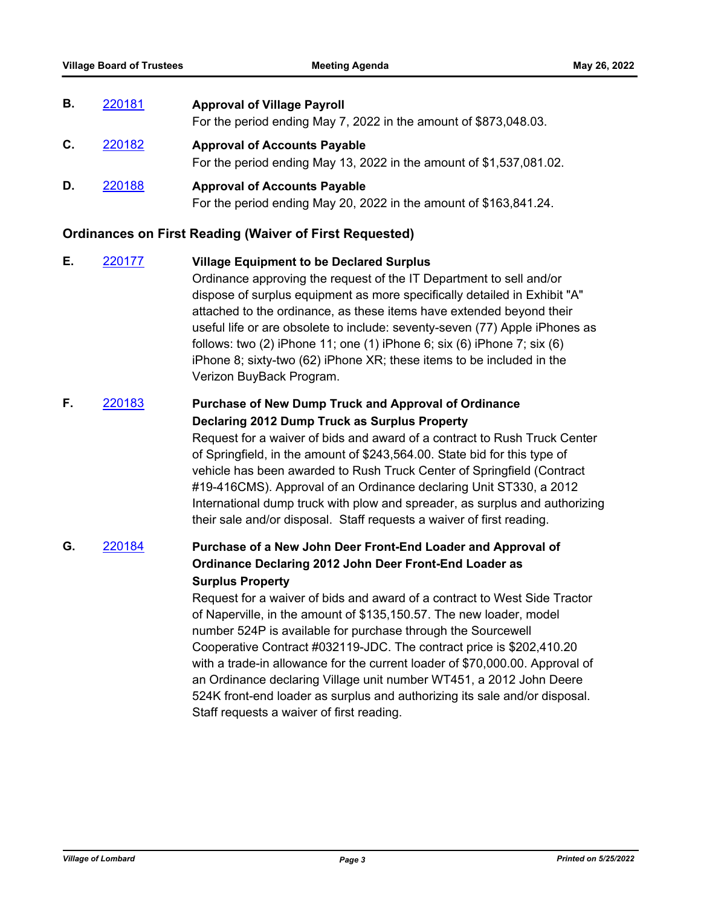**B.** 220181 **Approval of Village Payroll**

For the period ending May 7, 2022 in the amount of $873,048.03.

**C.** 220182 **Approval of Accounts Payable**

For the period ending May 13, 2022 in the amount of $1,537,081.02.

**D.** 220188 **Approval of Accounts Payable**

For the period ending May 20, 2022 in the amount of $163,841.24.

## Ordinances on First Reading (Waiver of First Requested)

**E.** 220177 **Village Equipment to be Declared Surplus**

Ordinance approving the request of the IT Department to sell and/or dispose of surplus equipment as more specifically detailed in Exhibit "A" attached to the ordinance, as these items have extended beyond their useful life or are obsolete to include: seventy-seven (77) Apple iPhones as follows: two (2) iPhone 11; one (1) iPhone 6; six (6) iPhone 7; six (6) iPhone 8; sixty-two (62) iPhone XR; these items to be included in the Verizon BuyBack Program.

**F.** 220183 **Purchase of New Dump Truck and Approval of Ordinance Declaring 2012 Dump Truck as Surplus Property**

Request for a waiver of bids and award of a contract to Rush Truck Center of Springfield, in the amount of $243,564.00. State bid for this type of vehicle has been awarded to Rush Truck Center of Springfield (Contract #19-416CMS). Approval of an Ordinance declaring Unit ST330, a 2012 International dump truck with plow and spreader, as surplus and authorizing their sale and/or disposal. Staff requests a waiver of first reading.

**G.** 220184 **Purchase of a New John Deer Front-End Loader and Approval of Ordinance Declaring 2012 John Deer Front-End Loader as Surplus Property**

Request for a waiver of bids and award of a contract to West Side Tractor of Naperville, in the amount of $135,150.57. The new loader, model number 524P is available for purchase through the Sourcewell Cooperative Contract #032119-JDC. The contract price is $202,410.20 with a trade-in allowance for the current loader of $70,000.00. Approval of an Ordinance declaring Village unit number WT451, a 2012 John Deere 524K front-end loader as surplus and authorizing its sale and/or disposal. Staff requests a waiver of first reading.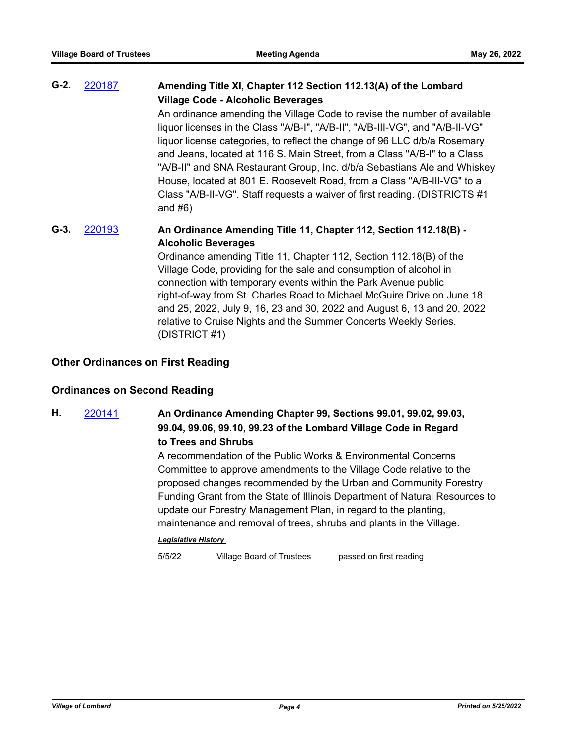**G-2.** [220187](220187) **Amending Title XI, Chapter 112 Section 112.13(A) of the Lombard Village Code - Alcoholic Beverages**

An ordinance amending the Village Code to revise the number of available liquor licenses in the Class "A/B-I", "A/B-II", "A/B-III-VG", and "A/B-II-VG" liquor license categories, to reflect the change of 96 LLC d/b/a Rosemary and Jeans, located at 116 S. Main Street, from a Class "A/B-I" to a Class "A/B-II" and SNA Restaurant Group, Inc. d/b/a Sebastians Ale and Whiskey House, located at 801 E. Roosevelt Road, from a Class "A/B-III-VG" to a Class "A/B-II-VG". Staff requests a waiver of first reading. (DISTRICTS #1 and #6)

**G-3.** [220193](220193) **An Ordinance Amending Title 11, Chapter 112, Section 112.18(B) - Alcoholic Beverages**

Ordinance amending Title 11, Chapter 112, Section 112.18(B) of the Village Code, providing for the sale and consumption of alcohol in connection with temporary events within the Park Avenue public right-of-way from St. Charles Road to Michael McGuire Drive on June 18 and 25, 2022, July 9, 16, 23 and 30, 2022 and August 6, 13 and 20, 2022 relative to Cruise Nights and the Summer Concerts Weekly Series. (DISTRICT #1)

## Other Ordinances on First Reading

## Ordinances on Second Reading

**H.** [220141](220141) **An Ordinance Amending Chapter 99, Sections 99.01, 99.02, 99.03, 99.04, 99.06, 99.10, 99.23 of the Lombard Village Code in Regard to Trees and Shrubs**

A recommendation of the Public Works & Environmental Concerns Committee to approve amendments to the Village Code relative to the proposed changes recommended by the Urban and Community Forestry Funding Grant from the State of Illinois Department of Natural Resources to update our Forestry Management Plan, in regard to the planting, maintenance and removal of trees, shrubs and plants in the Village.

***Legislative History***

| | | |
|---|---|---|
| 5/5/22 | Village Board of Trustees | passed on first reading |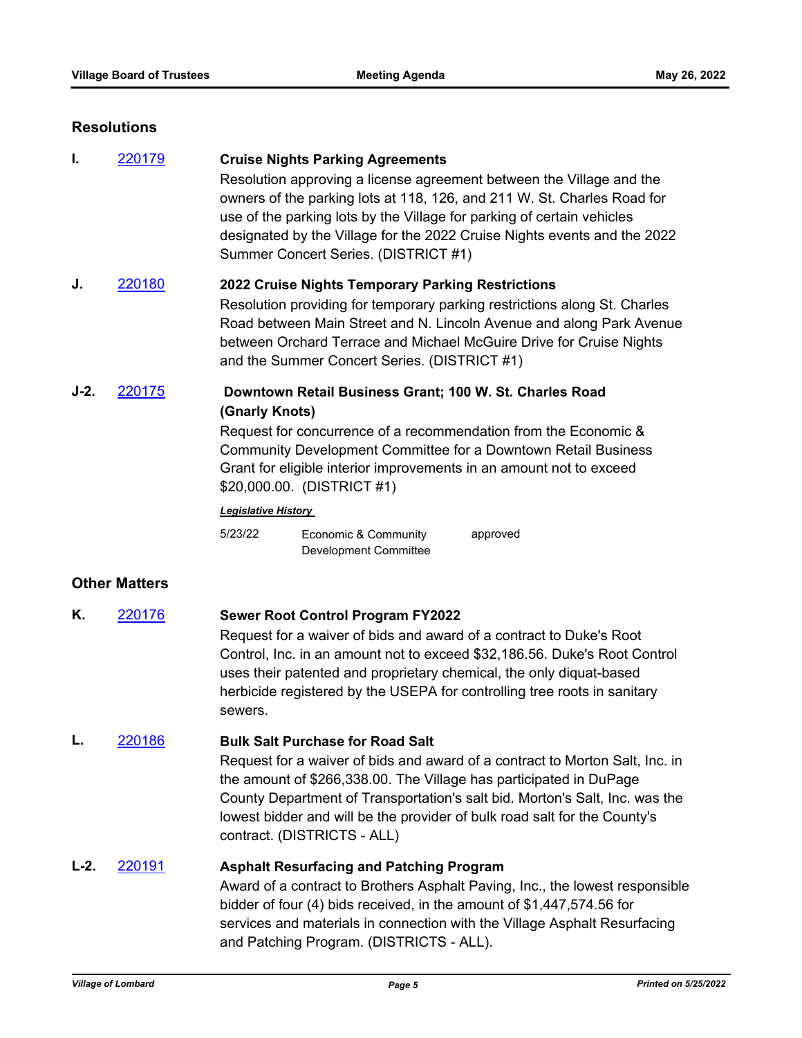## Resolutions

**I.** [220179](220179)

**Cruise Nights Parking Agreements**

Resolution approving a license agreement between the Village and the owners of the parking lots at 118, 126, and 211 W. St. Charles Road for use of the parking lots by the Village for parking of certain vehicles designated by the Village for the 2022 Cruise Nights events and the 2022 Summer Concert Series. (DISTRICT #1)

**J.** [220180](220180)

**2022 Cruise Nights Temporary Parking Restrictions**

Resolution providing for temporary parking restrictions along St. Charles Road between Main Street and N. Lincoln Avenue and along Park Avenue between Orchard Terrace and Michael McGuire Drive for Cruise Nights and the Summer Concert Series. (DISTRICT #1)

**J-2.** [220175](220175)

**Downtown Retail Business Grant; 100 W. St. Charles Road (Gnarly Knots)**

Request for concurrence of a recommendation from the Economic & Community Development Committee for a Downtown Retail Business Grant for eligible interior improvements in an amount not to exceed $20,000.00. (DISTRICT #1)

***Legislative History***

| | | |
|---|---|---|
| 5/23/22 | Economic & Community Development Committee | approved |

## Other Matters

**K.** [220176](220176)

**Sewer Root Control Program FY2022**

Request for a waiver of bids and award of a contract to Duke's Root Control, Inc. in an amount not to exceed $32,186.56. Duke's Root Control uses their patented and proprietary chemical, the only diquat-based herbicide registered by the USEPA for controlling tree roots in sanitary sewers.

**L.** [220186](220186)

**Bulk Salt Purchase for Road Salt**

Request for a waiver of bids and award of a contract to Morton Salt, Inc. in the amount of $266,338.00. The Village has participated in DuPage County Department of Transportation's salt bid. Morton's Salt, Inc. was the lowest bidder and will be the provider of bulk road salt for the County's contract. (DISTRICTS - ALL)

**L-2.** [220191](220191)

**Asphalt Resurfacing and Patching Program**

Award of a contract to Brothers Asphalt Paving, Inc., the lowest responsible bidder of four (4) bids received, in the amount of $1,447,574.56 for services and materials in connection with the Village Asphalt Resurfacing and Patching Program. (DISTRICTS - ALL).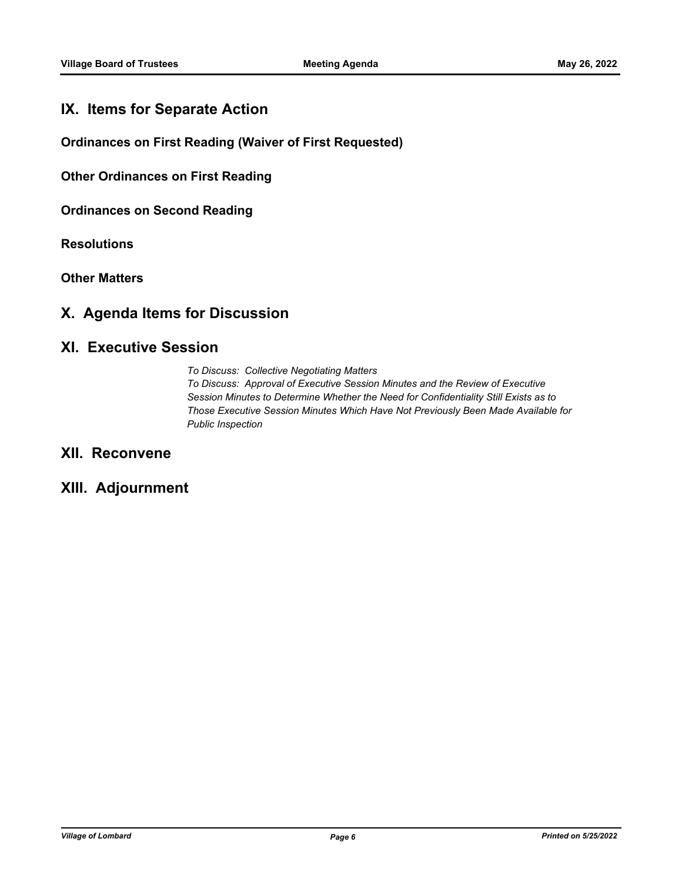## IX. Items for Separate Action

**Ordinances on First Reading (Waiver of First Requested)**

**Other Ordinances on First Reading**

**Ordinances on Second Reading**

**Resolutions**

**Other Matters**

## X. Agenda Items for Discussion

## XI. Executive Session

*To Discuss: Collective Negotiating Matters*

*To Discuss: Approval of Executive Session Minutes and the Review of Executive Session Minutes to Determine Whether the Need for Confidentiality Still Exists as to Those Executive Session Minutes Which Have Not Previously Been Made Available for Public Inspection*

## XII. Reconvene

## XIII. Adjournment